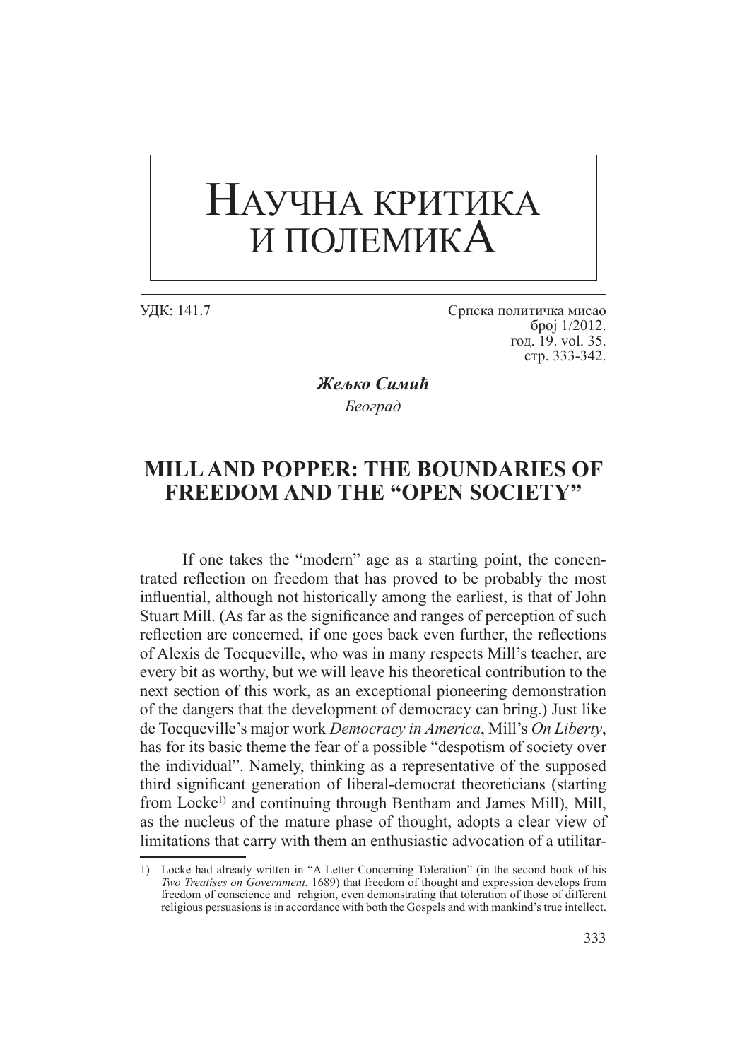# Научна критика и полемикА

УДК: 141.7

Српска политичка мисао
број 1/2012.
год. 19. vol. 35.
стр. 333-342.

***Жељко Симић***

*Београд*

## MILL AND POPPER: THE BOUNDARIES OF FREEDOM AND THE "OPEN SOCIETY"

If one takes the "modern" age as a starting point, the concentrated reflection on freedom that has proved to be probably the most influential, although not historically among the earliest, is that of John Stuart Mill. (As far as the significance and ranges of perception of such reflection are concerned, if one goes back even further, the reflections of Alexis de Tocqueville, who was in many respects Mill's teacher, are every bit as worthy, but we will leave his theoretical contribution to the next section of this work, as an exceptional pioneering demonstration of the dangers that the development of democracy can bring.) Just like de Tocqueville's major work *Democracy in America*, Mill's *On Liberty*, has for its basic theme the fear of a possible "despotism of society over the individual". Namely, thinking as a representative of the supposed third significant generation of liberal-democrat theoreticians (starting from Locke[1]) and continuing through Bentham and James Mill), Mill, as the nucleus of the mature phase of thought, adopts a clear view of limitations that carry with them an enthusiastic advocation of a utilitar-

1) Locke had already written in "A Letter Concerning Toleration" (in the second book of his *Two Treatises on Government*, 1689) that freedom of thought and expression develops from freedom of conscience and religion, even demonstrating that toleration of those of different religious persuasions is in accordance with both the Gospels and with mankind's true intellect.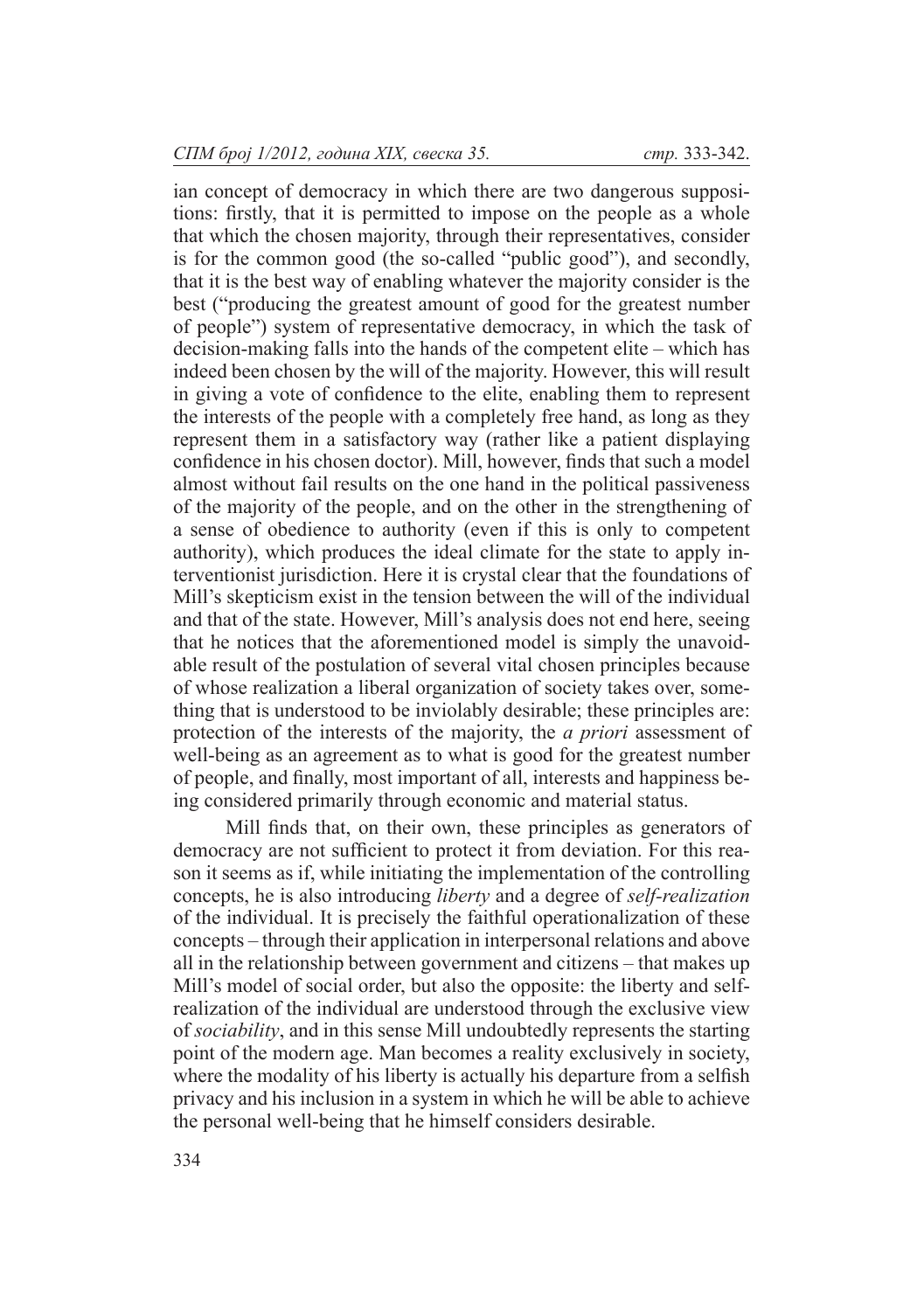ian concept of democracy in which there are two dangerous suppositions: firstly, that it is permitted to impose on the people as a whole that which the chosen majority, through their representatives, consider is for the common good (the so-called "public good"), and secondly, that it is the best way of enabling whatever the majority consider is the best ("producing the greatest amount of good for the greatest number of people") system of representative democracy, in which the task of decision-making falls into the hands of the competent elite – which has indeed been chosen by the will of the majority. However, this will result in giving a vote of confidence to the elite, enabling them to represent the interests of the people with a completely free hand, as long as they represent them in a satisfactory way (rather like a patient displaying confidence in his chosen doctor). Mill, however, finds that such a model almost without fail results on the one hand in the political passiveness of the majority of the people, and on the other in the strengthening of a sense of obedience to authority (even if this is only to competent authority), which produces the ideal climate for the state to apply interventionist jurisdiction. Here it is crystal clear that the foundations of Mill's skepticism exist in the tension between the will of the individual and that of the state. However, Mill's analysis does not end here, seeing that he notices that the aforementioned model is simply the unavoidable result of the postulation of several vital chosen principles because of whose realization a liberal organization of society takes over, something that is understood to be inviolably desirable; these principles are: protection of the interests of the majority, the *a priori* assessment of well-being as an agreement as to what is good for the greatest number of people, and finally, most important of all, interests and happiness being considered primarily through economic and material status.

Mill finds that, on their own, these principles as generators of democracy are not sufficient to protect it from deviation. For this reason it seems as if, while initiating the implementation of the controlling concepts, he is also introducing *liberty* and a degree of *self-realization* of the individual. It is precisely the faithful operationalization of these concepts – through their application in interpersonal relations and above all in the relationship between government and citizens – that makes up Mill's model of social order, but also the opposite: the liberty and self-realization of the individual are understood through the exclusive view of *sociability*, and in this sense Mill undoubtedly represents the starting point of the modern age. Man becomes a reality exclusively in society, where the modality of his liberty is actually his departure from a selfish privacy and his inclusion in a system in which he will be able to achieve the personal well-being that he himself considers desirable.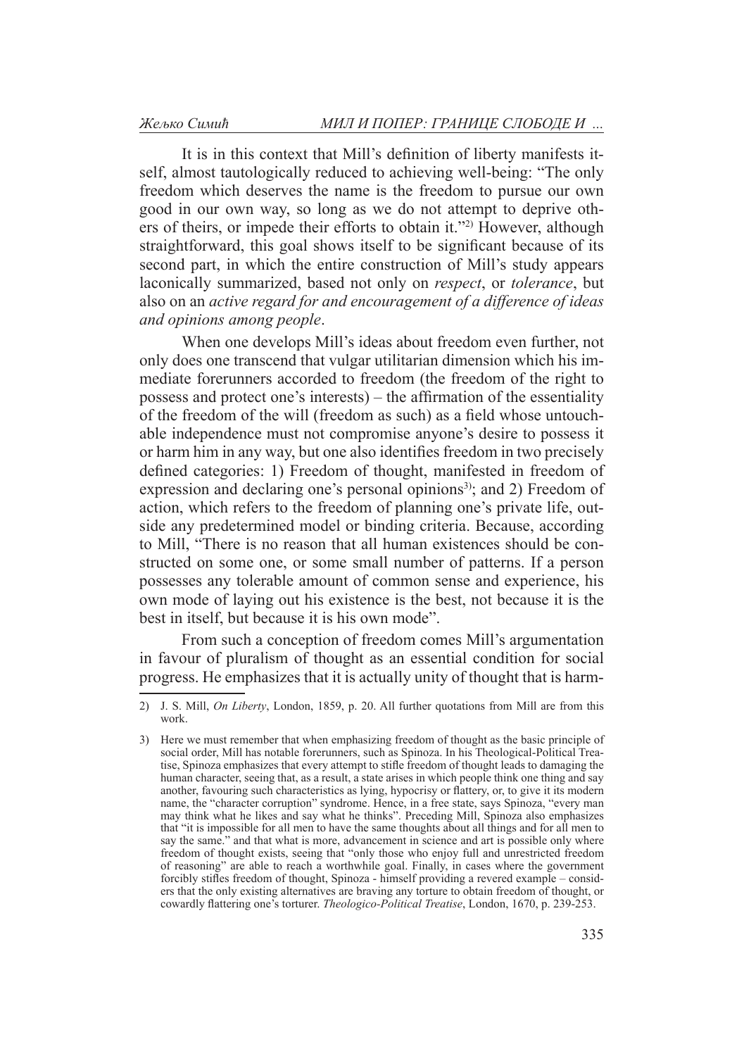It is in this context that Mill's definition of liberty manifests itself, almost tautologically reduced to achieving well-being: "The only freedom which deserves the name is the freedom to pursue our own good in our own way, so long as we do not attempt to deprive others of theirs, or impede their efforts to obtain it."[2] However, although straightforward, this goal shows itself to be significant because of its second part, in which the entire construction of Mill's study appears laconically summarized, based not only on *respect*, or *tolerance*, but also on an *active regard for and encouragement of a difference of ideas and opinions among people*.

When one develops Mill's ideas about freedom even further, not only does one transcend that vulgar utilitarian dimension which his immediate forerunners accorded to freedom (the freedom of the right to possess and protect one's interests) – the affirmation of the essentiality of the freedom of the will (freedom as such) as a field whose untouchable independence must not compromise anyone's desire to possess it or harm him in any way, but one also identifies freedom in two precisely defined categories: 1) Freedom of thought, manifested in freedom of expression and declaring one's personal opinions[3]; and 2) Freedom of action, which refers to the freedom of planning one's private life, outside any predetermined model or binding criteria. Because, according to Mill, "There is no reason that all human existences should be constructed on some one, or some small number of patterns. If a person possesses any tolerable amount of common sense and experience, his own mode of laying out his existence is the best, not because it is the best in itself, but because it is his own mode".

From such a conception of freedom comes Mill's argumentation in favour of pluralism of thought as an essential condition for social progress. He emphasizes that it is actually unity of thought that is harm-

---

2) J. S. Mill, *On Liberty*, London, 1859, p. 20. All further quotations from Mill are from this work.

3) Here we must remember that when emphasizing freedom of thought as the basic principle of social order, Mill has notable forerunners, such as Spinoza. In his Theological-Political Treatise, Spinoza emphasizes that every attempt to stifle freedom of thought leads to damaging the human character, seeing that, as a result, a state arises in which people think one thing and say another, favouring such characteristics as lying, hypocrisy or flattery, or, to give it its modern name, the "character corruption" syndrome. Hence, in a free state, says Spinoza, "every man may think what he likes and say what he thinks". Preceding Mill, Spinoza also emphasizes that "it is impossible for all men to have the same thoughts about all things and for all men to say the same." and that what is more, advancement in science and art is possible only where freedom of thought exists, seeing that "only those who enjoy full and unrestricted freedom of reasoning" are able to reach a worthwhile goal. Finally, in cases where the government forcibly stifles freedom of thought, Spinoza - himself providing a revered example – considers that the only existing alternatives are braving any torture to obtain freedom of thought, or cowardly flattering one's torturer. *Theologico-Political Treatise*, London, 1670, p. 239-253.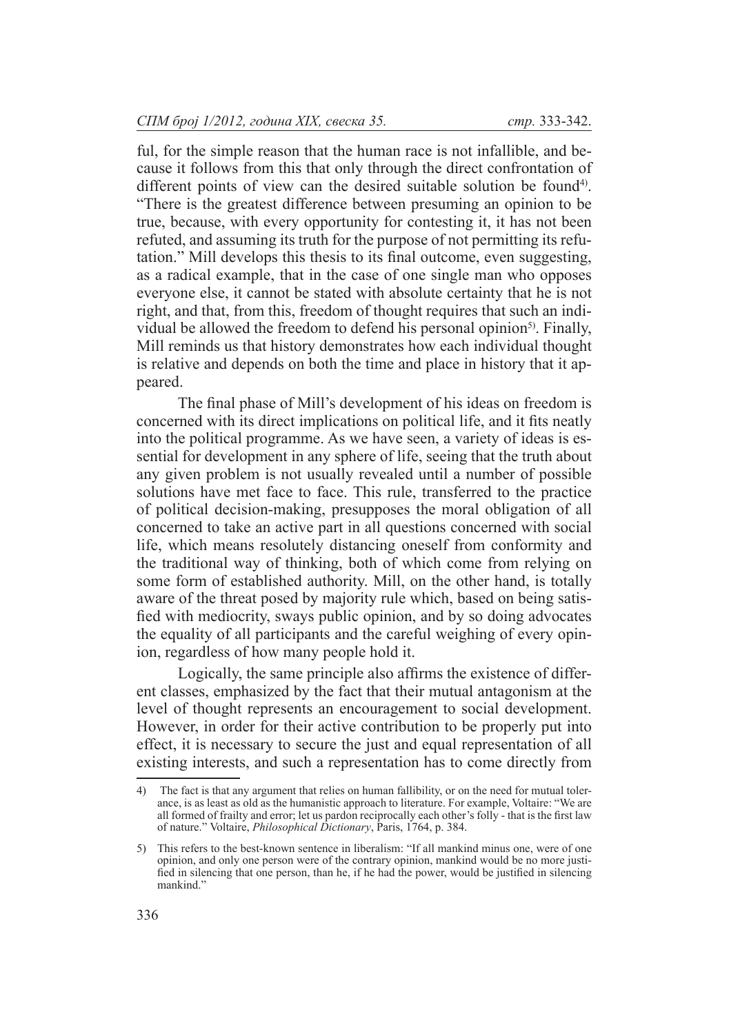ful, for the simple reason that the human race is not infallible, and because it follows from this that only through the direct confrontation of different points of view can the desired suitable solution be found[4]. "There is the greatest difference between presuming an opinion to be true, because, with every opportunity for contesting it, it has not been refuted, and assuming its truth for the purpose of not permitting its refutation." Mill develops this thesis to its final outcome, even suggesting, as a radical example, that in the case of one single man who opposes everyone else, it cannot be stated with absolute certainty that he is not right, and that, from this, freedom of thought requires that such an individual be allowed the freedom to defend his personal opinion[5]. Finally, Mill reminds us that history demonstrates how each individual thought is relative and depends on both the time and place in history that it appeared.

The final phase of Mill's development of his ideas on freedom is concerned with its direct implications on political life, and it fits neatly into the political programme. As we have seen, a variety of ideas is essential for development in any sphere of life, seeing that the truth about any given problem is not usually revealed until a number of possible solutions have met face to face. This rule, transferred to the practice of political decision-making, presupposes the moral obligation of all concerned to take an active part in all questions concerned with social life, which means resolutely distancing oneself from conformity and the traditional way of thinking, both of which come from relying on some form of established authority. Mill, on the other hand, is totally aware of the threat posed by majority rule which, based on being satisfied with mediocrity, sways public opinion, and by so doing advocates the equality of all participants and the careful weighing of every opinion, regardless of how many people hold it.

Logically, the same principle also affirms the existence of different classes, emphasized by the fact that their mutual antagonism at the level of thought represents an encouragement to social development. However, in order for their active contribution to be properly put into effect, it is necessary to secure the just and equal representation of all existing interests, and such a representation has to come directly from

---

4) The fact is that any argument that relies on human fallibility, or on the need for mutual tolerance, is as least as old as the humanistic approach to literature. For example, Voltaire: "We are all formed of frailty and error; let us pardon reciprocally each other's folly - that is the first law of nature." Voltaire, *Philosophical Dictionary*, Paris, 1764, p. 384.

5) This refers to the best-known sentence in liberalism: "If all mankind minus one, were of one opinion, and only one person were of the contrary opinion, mankind would be no more justified in silencing that one person, than he, if he had the power, would be justified in silencing mankind."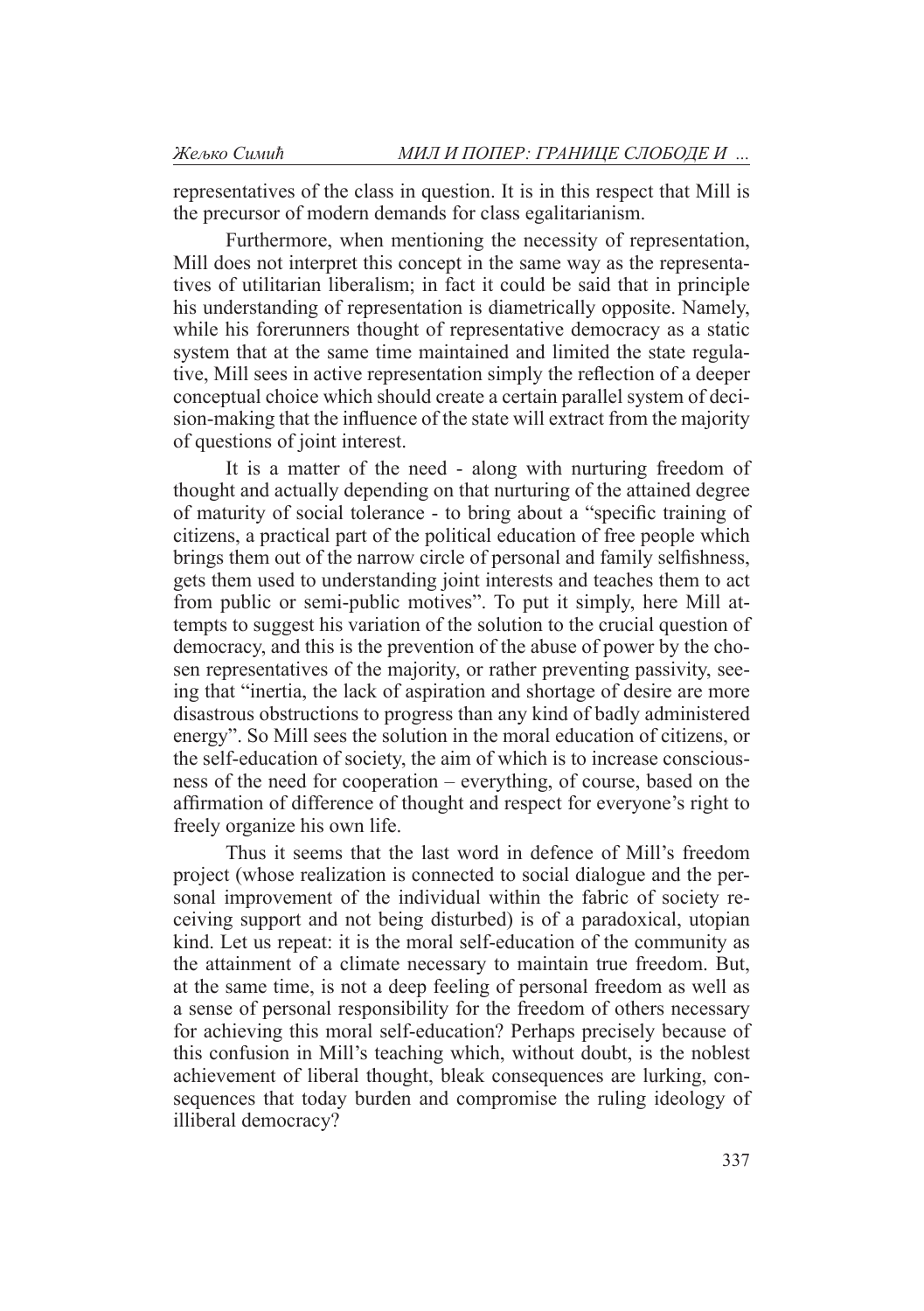representatives of the class in question. It is in this respect that Mill is the precursor of modern demands for class egalitarianism.

Furthermore, when mentioning the necessity of representation, Mill does not interpret this concept in the same way as the representatives of utilitarian liberalism; in fact it could be said that in principle his understanding of representation is diametrically opposite. Namely, while his forerunners thought of representative democracy as a static system that at the same time maintained and limited the state regulative, Mill sees in active representation simply the reflection of a deeper conceptual choice which should create a certain parallel system of decision-making that the influence of the state will extract from the majority of questions of joint interest.

It is a matter of the need - along with nurturing freedom of thought and actually depending on that nurturing of the attained degree of maturity of social tolerance - to bring about a "specific training of citizens, a practical part of the political education of free people which brings them out of the narrow circle of personal and family selfishness, gets them used to understanding joint interests and teaches them to act from public or semi-public motives". To put it simply, here Mill attempts to suggest his variation of the solution to the crucial question of democracy, and this is the prevention of the abuse of power by the chosen representatives of the majority, or rather preventing passivity, seeing that "inertia, the lack of aspiration and shortage of desire are more disastrous obstructions to progress than any kind of badly administered energy". So Mill sees the solution in the moral education of citizens, or the self-education of society, the aim of which is to increase consciousness of the need for cooperation – everything, of course, based on the affirmation of difference of thought and respect for everyone's right to freely organize his own life.

Thus it seems that the last word in defence of Mill's freedom project (whose realization is connected to social dialogue and the personal improvement of the individual within the fabric of society receiving support and not being disturbed) is of a paradoxical, utopian kind. Let us repeat: it is the moral self-education of the community as the attainment of a climate necessary to maintain true freedom. But, at the same time, is not a deep feeling of personal freedom as well as a sense of personal responsibility for the freedom of others necessary for achieving this moral self-education? Perhaps precisely because of this confusion in Mill's teaching which, without doubt, is the noblest achievement of liberal thought, bleak consequences are lurking, consequences that today burden and compromise the ruling ideology of illiberal democracy?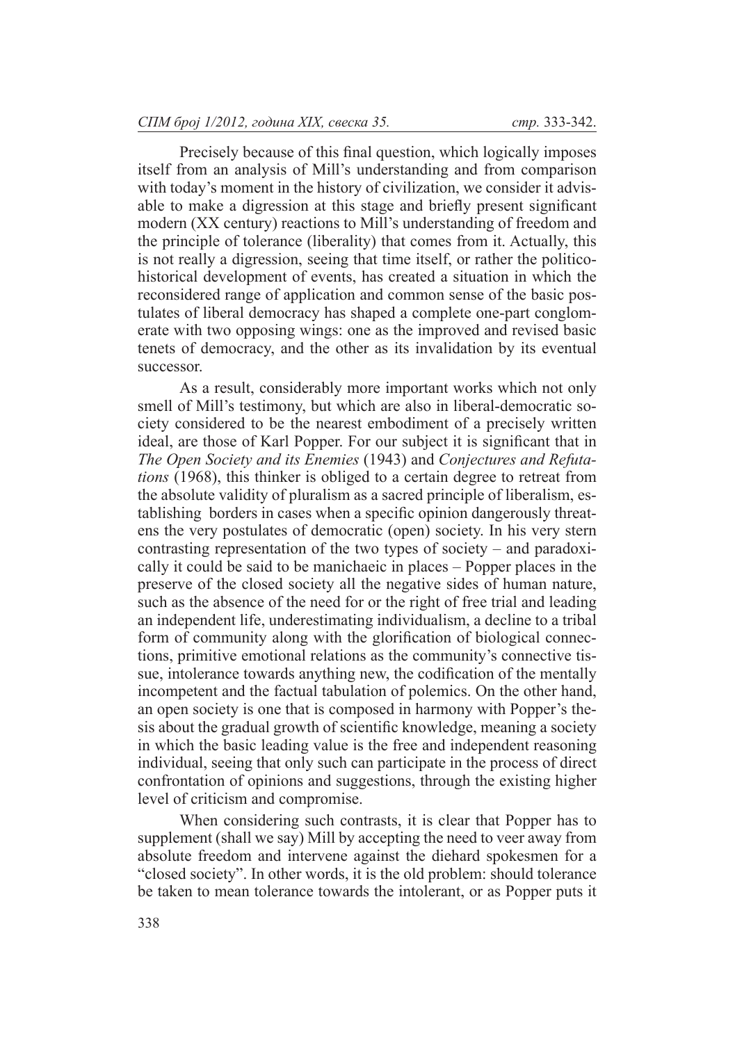Precisely because of this final question, which logically imposes itself from an analysis of Mill's understanding and from comparison with today's moment in the history of civilization, we consider it advisable to make a digression at this stage and briefly present significant modern (XX century) reactions to Mill's understanding of freedom and the principle of tolerance (liberality) that comes from it. Actually, this is not really a digression, seeing that time itself, or rather the politico-historical development of events, has created a situation in which the reconsidered range of application and common sense of the basic postulates of liberal democracy has shaped a complete one-part conglomerate with two opposing wings: one as the improved and revised basic tenets of democracy, and the other as its invalidation by its eventual successor.

As a result, considerably more important works which not only smell of Mill's testimony, but which are also in liberal-democratic society considered to be the nearest embodiment of a precisely written ideal, are those of Karl Popper. For our subject it is significant that in *The Open Society and its Enemies* (1943) and *Conjectures and Refutations* (1968), this thinker is obliged to a certain degree to retreat from the absolute validity of pluralism as a sacred principle of liberalism, establishing borders in cases when a specific opinion dangerously threatens the very postulates of democratic (open) society. In his very stern contrasting representation of the two types of society – and paradoxically it could be said to be manichaeic in places – Popper places in the preserve of the closed society all the negative sides of human nature, such as the absence of the need for or the right of free trial and leading an independent life, underestimating individualism, a decline to a tribal form of community along with the glorification of biological connections, primitive emotional relations as the community's connective tissue, intolerance towards anything new, the codification of the mentally incompetent and the factual tabulation of polemics. On the other hand, an open society is one that is composed in harmony with Popper's thesis about the gradual growth of scientific knowledge, meaning a society in which the basic leading value is the free and independent reasoning individual, seeing that only such can participate in the process of direct confrontation of opinions and suggestions, through the existing higher level of criticism and compromise.

When considering such contrasts, it is clear that Popper has to supplement (shall we say) Mill by accepting the need to veer away from absolute freedom and intervene against the diehard spokesmen for a "closed society". In other words, it is the old problem: should tolerance be taken to mean tolerance towards the intolerant, or as Popper puts it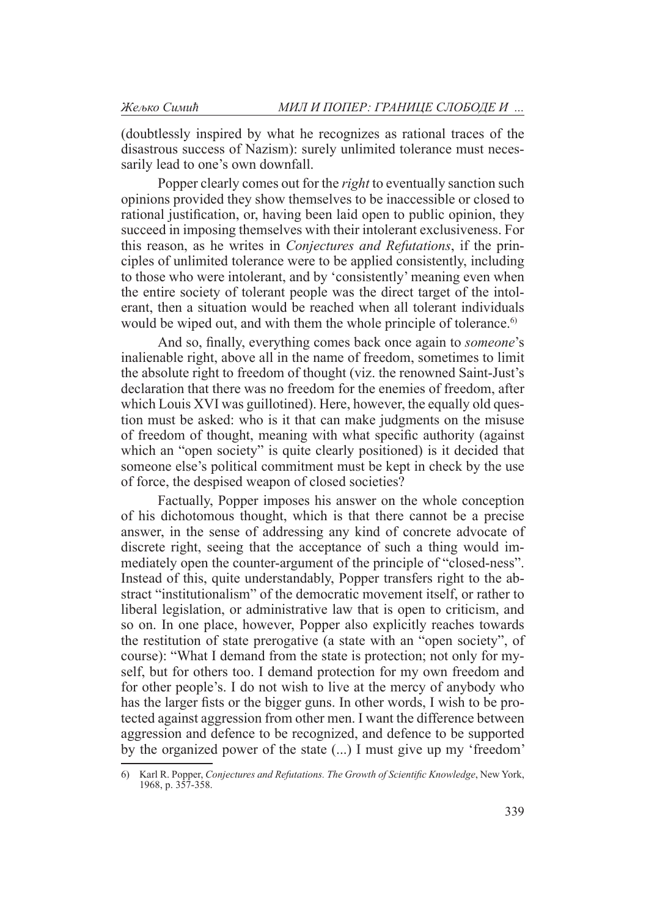(doubtlessly inspired by what he recognizes as rational traces of the disastrous success of Nazism): surely unlimited tolerance must necessarily lead to one's own downfall.

Popper clearly comes out for the *right* to eventually sanction such opinions provided they show themselves to be inaccessible or closed to rational justification, or, having been laid open to public opinion, they succeed in imposing themselves with their intolerant exclusiveness. For this reason, as he writes in *Conjectures and Refutations*, if the principles of unlimited tolerance were to be applied consistently, including to those who were intolerant, and by 'consistently' meaning even when the entire society of tolerant people was the direct target of the intolerant, then a situation would be reached when all tolerant individuals would be wiped out, and with them the whole principle of tolerance.[6]

And so, finally, everything comes back once again to *someone*'s inalienable right, above all in the name of freedom, sometimes to limit the absolute right to freedom of thought (viz. the renowned Saint-Just's declaration that there was no freedom for the enemies of freedom, after which Louis XVI was guillotined). Here, however, the equally old question must be asked: who is it that can make judgments on the misuse of freedom of thought, meaning with what specific authority (against which an "open society" is quite clearly positioned) is it decided that someone else's political commitment must be kept in check by the use of force, the despised weapon of closed societies?

Factually, Popper imposes his answer on the whole conception of his dichotomous thought, which is that there cannot be a precise answer, in the sense of addressing any kind of concrete advocate of discrete right, seeing that the acceptance of such a thing would immediately open the counter-argument of the principle of "closed-ness". Instead of this, quite understandably, Popper transfers right to the abstract "institutionalism" of the democratic movement itself, or rather to liberal legislation, or administrative law that is open to criticism, and so on. In one place, however, Popper also explicitly reaches towards the restitution of state prerogative (a state with an "open society", of course): "What I demand from the state is protection; not only for myself, but for others too. I demand protection for my own freedom and for other people's. I do not wish to live at the mercy of anybody who has the larger fists or the bigger guns. In other words, I wish to be protected against aggression from other men. I want the difference between aggression and defence to be recognized, and defence to be supported by the organized power of the state (...) I must give up my 'freedom'

6) Karl R. Popper, *Conjectures and Refutations. The Growth of Scientific Knowledge*, New York, 1968, p. 357-358.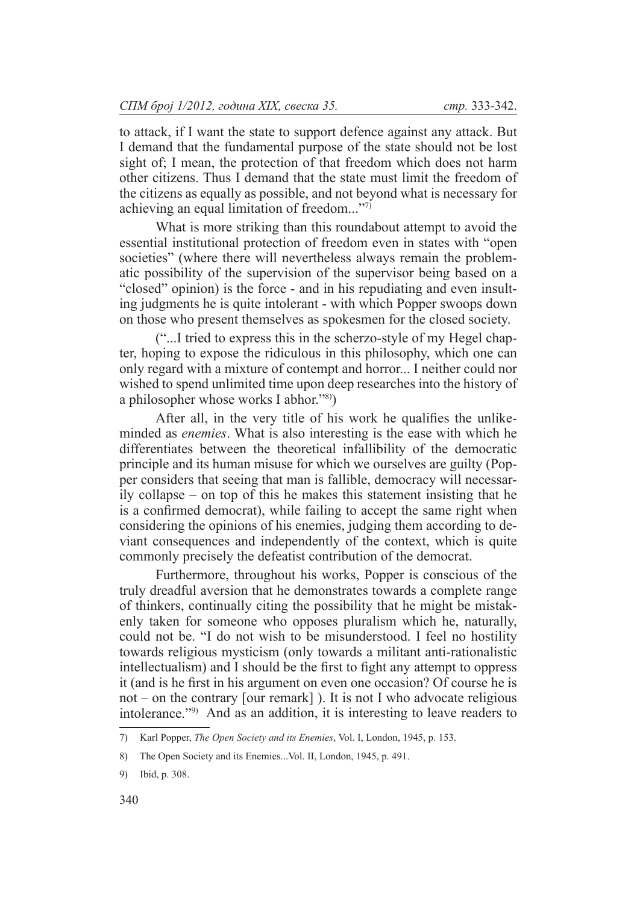to attack, if I want the state to support defence against any attack. But I demand that the fundamental purpose of the state should not be lost sight of; I mean, the protection of that freedom which does not harm other citizens. Thus I demand that the state must limit the freedom of the citizens as equally as possible, and not beyond what is necessary for achieving an equal limitation of freedom..."[7)]

What is more striking than this roundabout attempt to avoid the essential institutional protection of freedom even in states with "open societies" (where there will nevertheless always remain the problematic possibility of the supervision of the supervisor being based on a "closed" opinion) is the force - and in his repudiating and even insulting judgments he is quite intolerant - with which Popper swoops down on those who present themselves as spokesmen for the closed society.

("...I tried to express this in the scherzo-style of my Hegel chapter, hoping to expose the ridiculous in this philosophy, which one can only regard with a mixture of contempt and horror... I neither could nor wished to spend unlimited time upon deep researches into the history of a philosopher whose works I abhor."[8)])

After all, in the very title of his work he qualifies the unlike-minded as *enemies*. What is also interesting is the ease with which he differentiates between the theoretical infallibility of the democratic principle and its human misuse for which we ourselves are guilty (Popper considers that seeing that man is fallible, democracy will necessarily collapse – on top of this he makes this statement insisting that he is a confirmed democrat), while failing to accept the same right when considering the opinions of his enemies, judging them according to deviant consequences and independently of the context, which is quite commonly precisely the defeatist contribution of the democrat.

Furthermore, throughout his works, Popper is conscious of the truly dreadful aversion that he demonstrates towards a complete range of thinkers, continually citing the possibility that he might be mistakenly taken for someone who opposes pluralism which he, naturally, could not be. "I do not wish to be misunderstood. I feel no hostility towards religious mysticism (only towards a militant anti-rationalistic intellectualism) and I should be the first to fight any attempt to oppress it (and is he first in his argument on even one occasion? Of course he is not – on the contrary [our remark] ). It is not I who advocate religious intolerance."[9)] And as an addition, it is interesting to leave readers to

---

7) Karl Popper, *The Open Society and its Enemies*, Vol. I, London, 1945, p. 153.

8) The Open Society and its Enemies...Vol. II, London, 1945, p. 491.

9) Ibid, p. 308.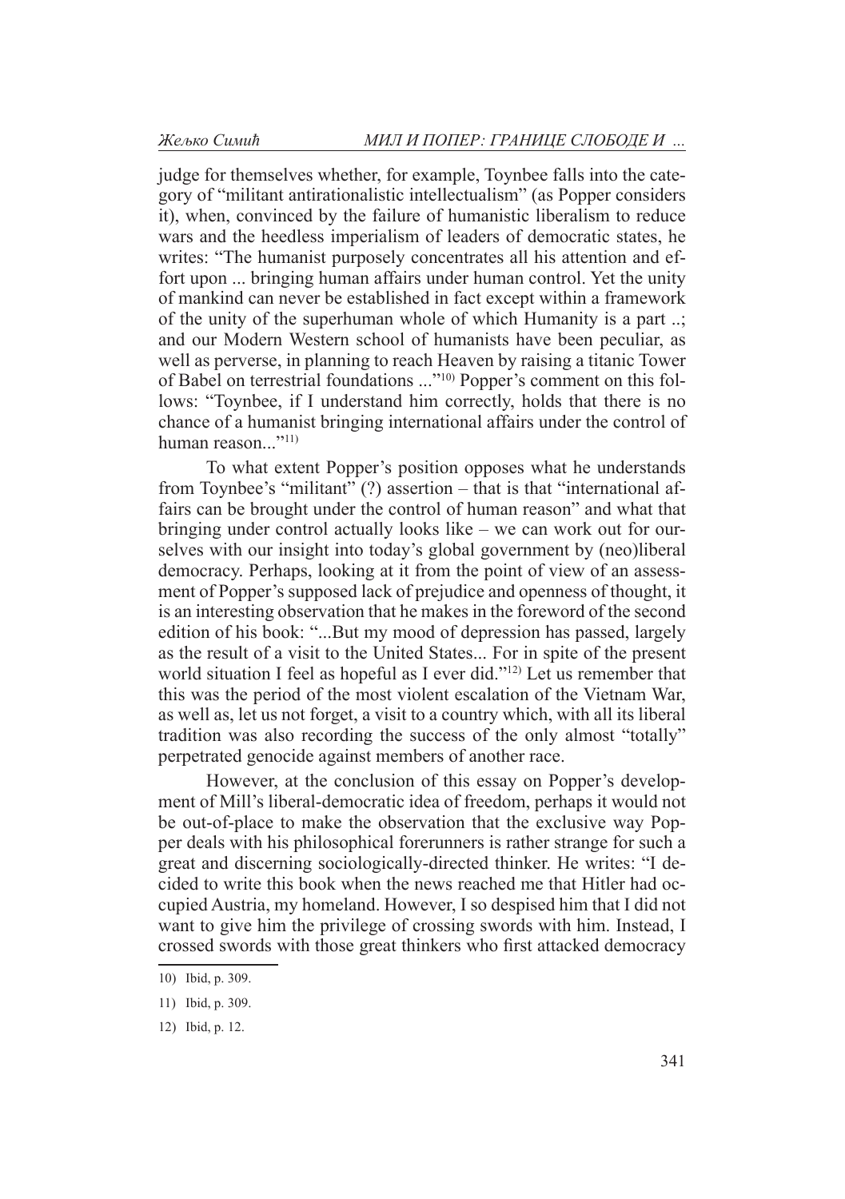judge for themselves whether, for example, Toynbee falls into the category of "militant antirationalistic intellectualism" (as Popper considers it), when, convinced by the failure of humanistic liberalism to reduce wars and the heedless imperialism of leaders of democratic states, he writes: "The humanist purposely concentrates all his attention and effort upon ... bringing human affairs under human control. Yet the unity of mankind can never be established in fact except within a framework of the unity of the superhuman whole of which Humanity is a part ..; and our Modern Western school of humanists have been peculiar, as well as perverse, in planning to reach Heaven by raising a titanic Tower of Babel on terrestrial foundations ..."[10] Popper's comment on this follows: "Toynbee, if I understand him correctly, holds that there is no chance of a humanist bringing international affairs under the control of human reason..."[11]

To what extent Popper's position opposes what he understands from Toynbee's "militant" (?) assertion – that is that "international affairs can be brought under the control of human reason" and what that bringing under control actually looks like – we can work out for ourselves with our insight into today's global government by (neo)liberal democracy. Perhaps, looking at it from the point of view of an assessment of Popper's supposed lack of prejudice and openness of thought, it is an interesting observation that he makes in the foreword of the second edition of his book: "...But my mood of depression has passed, largely as the result of a visit to the United States... For in spite of the present world situation I feel as hopeful as I ever did."[12] Let us remember that this was the period of the most violent escalation of the Vietnam War, as well as, let us not forget, a visit to a country which, with all its liberal tradition was also recording the success of the only almost "totally" perpetrated genocide against members of another race.

However, at the conclusion of this essay on Popper's development of Mill's liberal-democratic idea of freedom, perhaps it would not be out-of-place to make the observation that the exclusive way Popper deals with his philosophical forerunners is rather strange for such a great and discerning sociologically-directed thinker. He writes: "I decided to write this book when the news reached me that Hitler had occupied Austria, my homeland. However, I so despised him that I did not want to give him the privilege of crossing swords with him. Instead, I crossed swords with those great thinkers who first attacked democracy

10) Ibid, p. 309.

11) Ibid, p. 309.

12) Ibid, p. 12.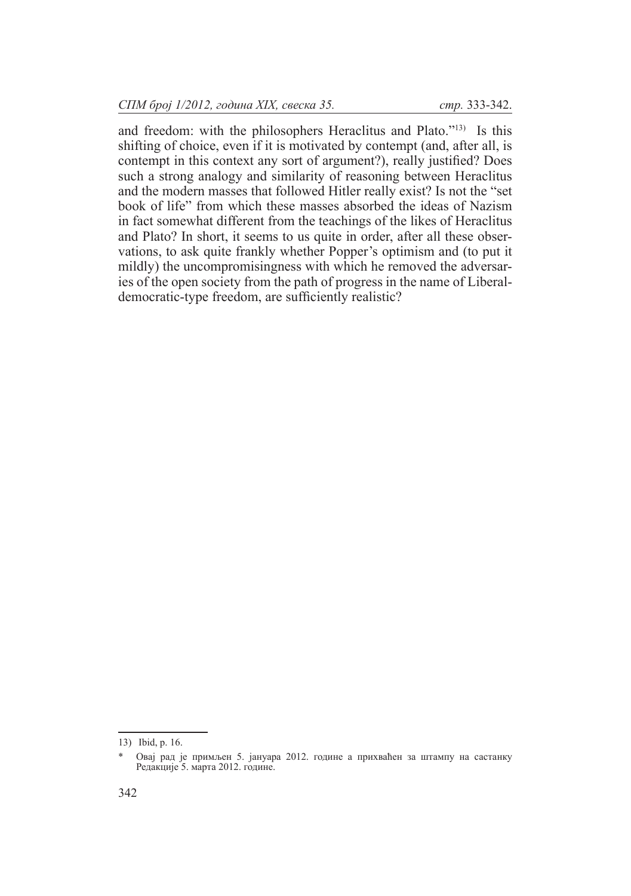and freedom: with the philosophers Heraclitus and Plato."[13] Is this shifting of choice, even if it is motivated by contempt (and, after all, is contempt in this context any sort of argument?), really justified? Does such a strong analogy and similarity of reasoning between Heraclitus and the modern masses that followed Hitler really exist? Is not the "set book of life" from which these masses absorbed the ideas of Nazism in fact somewhat different from the teachings of the likes of Heraclitus and Plato? In short, it seems to us quite in order, after all these observations, to ask quite frankly whether Popper's optimism and (to put it mildly) the uncompromisingness with which he removed the adversaries of the open society from the path of progress in the name of Liberal-democratic-type freedom, are sufficiently realistic?

---

13) Ibid, p. 16.

\* Овај рад је примљен 5. јануара 2012. године а прихваћен за штампу на састанку Редакције 5. марта 2012. године.